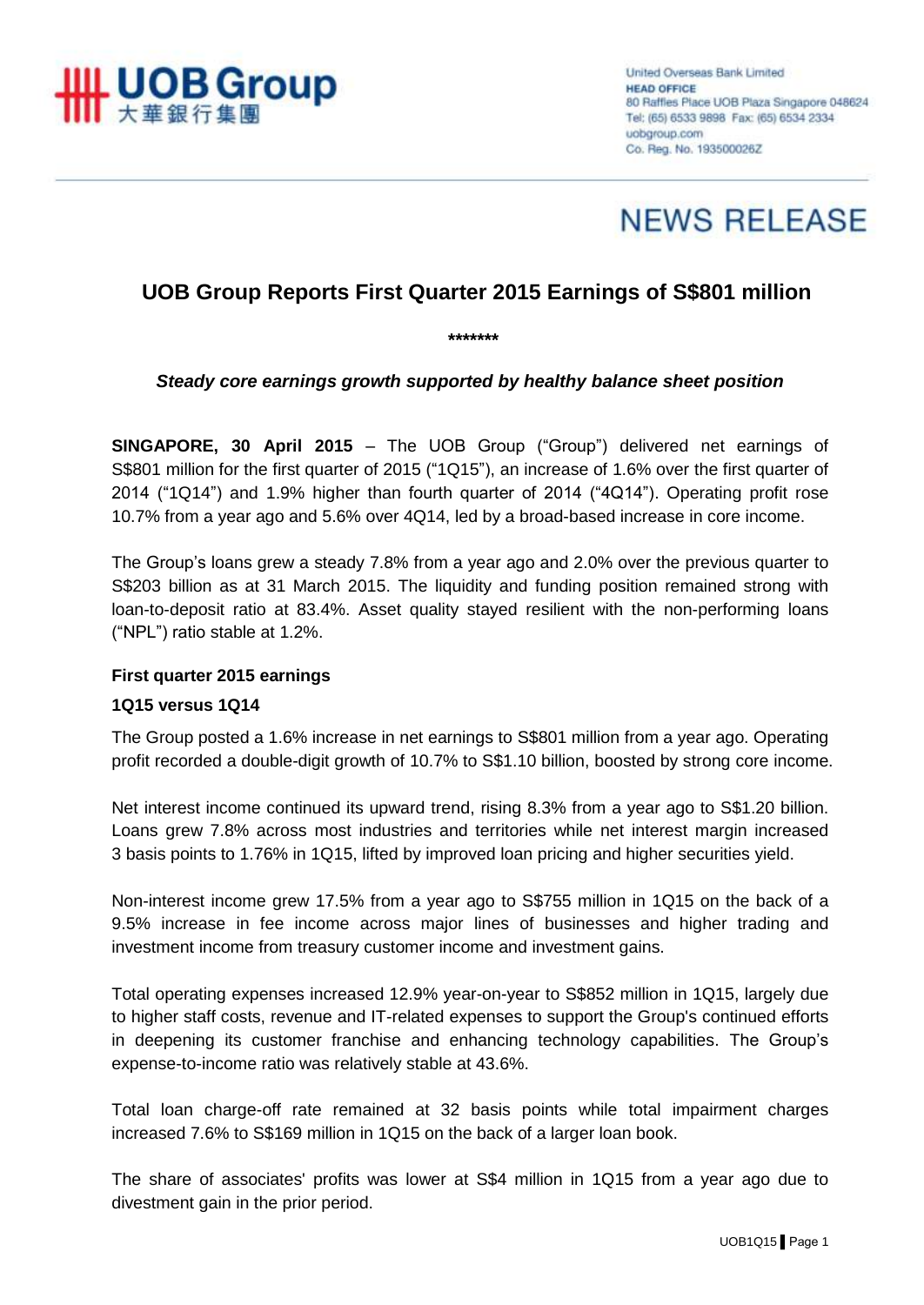United Overseas Bank Limited
**HEAD OFFICE**
80 Raffles Place UOB Plaza Singapore 048624
Tel: (65) 6533 9898 Fax: (65) 6534 2334
uobgroup.com
Co. Reg. No. 193500026Z

# NEWS RELEASE

## UOB Group Reports First Quarter 2015 Earnings of S$801 million

**\*\*\*\*\*\*\***

***Steady core earnings growth supported by healthy balance sheet position***

**SINGAPORE, 30 April 2015** – The UOB Group ("Group") delivered net earnings of S$801 million for the first quarter of 2015 ("1Q15"), an increase of 1.6% over the first quarter of 2014 ("1Q14") and 1.9% higher than fourth quarter of 2014 ("4Q14"). Operating profit rose 10.7% from a year ago and 5.6% over 4Q14, led by a broad-based increase in core income.

The Group's loans grew a steady 7.8% from a year ago and 2.0% over the previous quarter to S$203 billion as at 31 March 2015. The liquidity and funding position remained strong with loan-to-deposit ratio at 83.4%. Asset quality stayed resilient with the non-performing loans ("NPL") ratio stable at 1.2%.

### First quarter 2015 earnings

### 1Q15 versus 1Q14

The Group posted a 1.6% increase in net earnings to S$801 million from a year ago. Operating profit recorded a double-digit growth of 10.7% to S$1.10 billion, boosted by strong core income.

Net interest income continued its upward trend, rising 8.3% from a year ago to S$1.20 billion. Loans grew 7.8% across most industries and territories while net interest margin increased 3 basis points to 1.76% in 1Q15, lifted by improved loan pricing and higher securities yield.

Non-interest income grew 17.5% from a year ago to S$755 million in 1Q15 on the back of a 9.5% increase in fee income across major lines of businesses and higher trading and investment income from treasury customer income and investment gains.

Total operating expenses increased 12.9% year-on-year to S$852 million in 1Q15, largely due to higher staff costs, revenue and IT-related expenses to support the Group's continued efforts in deepening its customer franchise and enhancing technology capabilities. The Group's expense-to-income ratio was relatively stable at 43.6%.

Total loan charge-off rate remained at 32 basis points while total impairment charges increased 7.6% to S$169 million in 1Q15 on the back of a larger loan book.

The share of associates' profits was lower at S$4 million in 1Q15 from a year ago due to divestment gain in the prior period.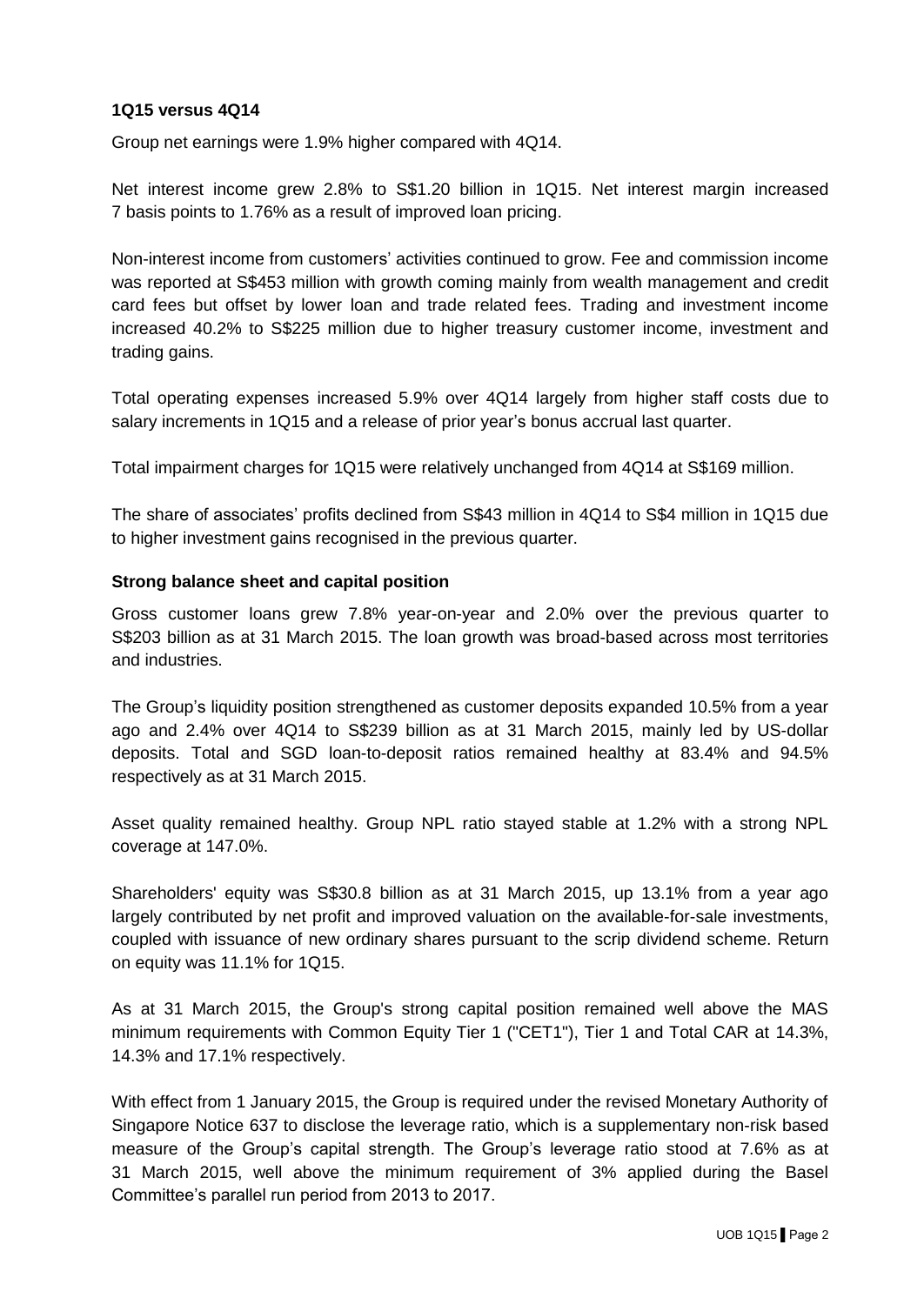**1Q15 versus 4Q14**

Group net earnings were 1.9% higher compared with 4Q14.

Net interest income grew 2.8% to S$1.20 billion in 1Q15. Net interest margin increased 7 basis points to 1.76% as a result of improved loan pricing.

Non-interest income from customers' activities continued to grow. Fee and commission income was reported at S$453 million with growth coming mainly from wealth management and credit card fees but offset by lower loan and trade related fees. Trading and investment income increased 40.2% to S$225 million due to higher treasury customer income, investment and trading gains.

Total operating expenses increased 5.9% over 4Q14 largely from higher staff costs due to salary increments in 1Q15 and a release of prior year's bonus accrual last quarter.

Total impairment charges for 1Q15 were relatively unchanged from 4Q14 at S$169 million.

The share of associates' profits declined from S$43 million in 4Q14 to S$4 million in 1Q15 due to higher investment gains recognised in the previous quarter.

**Strong balance sheet and capital position**

Gross customer loans grew 7.8% year-on-year and 2.0% over the previous quarter to S$203 billion as at 31 March 2015. The loan growth was broad-based across most territories and industries.

The Group's liquidity position strengthened as customer deposits expanded 10.5% from a year ago and 2.4% over 4Q14 to S$239 billion as at 31 March 2015, mainly led by US-dollar deposits. Total and SGD loan-to-deposit ratios remained healthy at 83.4% and 94.5% respectively as at 31 March 2015.

Asset quality remained healthy. Group NPL ratio stayed stable at 1.2% with a strong NPL coverage at 147.0%.

Shareholders' equity was S$30.8 billion as at 31 March 2015, up 13.1% from a year ago largely contributed by net profit and improved valuation on the available-for-sale investments, coupled with issuance of new ordinary shares pursuant to the scrip dividend scheme. Return on equity was 11.1% for 1Q15.

As at 31 March 2015, the Group's strong capital position remained well above the MAS minimum requirements with Common Equity Tier 1 ("CET1"), Tier 1 and Total CAR at 14.3%, 14.3% and 17.1% respectively.

With effect from 1 January 2015, the Group is required under the revised Monetary Authority of Singapore Notice 637 to disclose the leverage ratio, which is a supplementary non-risk based measure of the Group's capital strength. The Group's leverage ratio stood at 7.6% as at 31 March 2015, well above the minimum requirement of 3% applied during the Basel Committee's parallel run period from 2013 to 2017.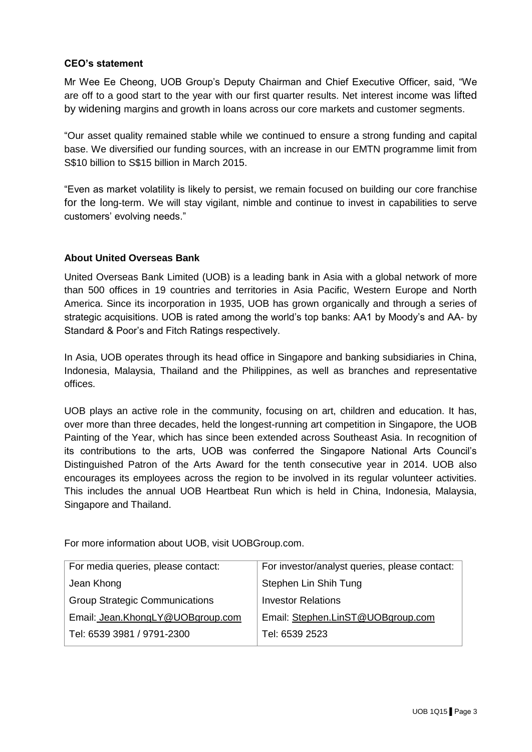**CEO's statement**

Mr Wee Ee Cheong, UOB Group's Deputy Chairman and Chief Executive Officer, said, "We are off to a good start to the year with our first quarter results. Net interest income was lifted by widening margins and growth in loans across our core markets and customer segments.

"Our asset quality remained stable while we continued to ensure a strong funding and capital base. We diversified our funding sources, with an increase in our EMTN programme limit from S$10 billion to S$15 billion in March 2015.

"Even as market volatility is likely to persist, we remain focused on building our core franchise for the long-term. We will stay vigilant, nimble and continue to invest in capabilities to serve customers' evolving needs."

**About United Overseas Bank**

United Overseas Bank Limited (UOB) is a leading bank in Asia with a global network of more than 500 offices in 19 countries and territories in Asia Pacific, Western Europe and North America. Since its incorporation in 1935, UOB has grown organically and through a series of strategic acquisitions. UOB is rated among the world's top banks: AA1 by Moody's and AA- by Standard & Poor's and Fitch Ratings respectively.

In Asia, UOB operates through its head office in Singapore and banking subsidiaries in China, Indonesia, Malaysia, Thailand and the Philippines, as well as branches and representative offices.

UOB plays an active role in the community, focusing on art, children and education. It has, over more than three decades, held the longest-running art competition in Singapore, the UOB Painting of the Year, which has since been extended across Southeast Asia. In recognition of its contributions to the arts, UOB was conferred the Singapore National Arts Council's Distinguished Patron of the Arts Award for the tenth consecutive year in 2014. UOB also encourages its employees across the region to be involved in its regular volunteer activities. This includes the annual UOB Heartbeat Run which is held in China, Indonesia, Malaysia, Singapore and Thailand.

For more information about UOB, visit UOBGroup.com.

| For media queries, please contact: | For investor/analyst queries, please contact: |
|---|---|
| Jean Khong | Stephen Lin Shih Tung |
| Group Strategic Communications | Investor Relations |
| Email: Jean.KhongLY@UOBgroup.com | Email: Stephen.LinST@UOBgroup.com |
| Tel: 6539 3981 / 9791-2300 | Tel: 6539 2523 |